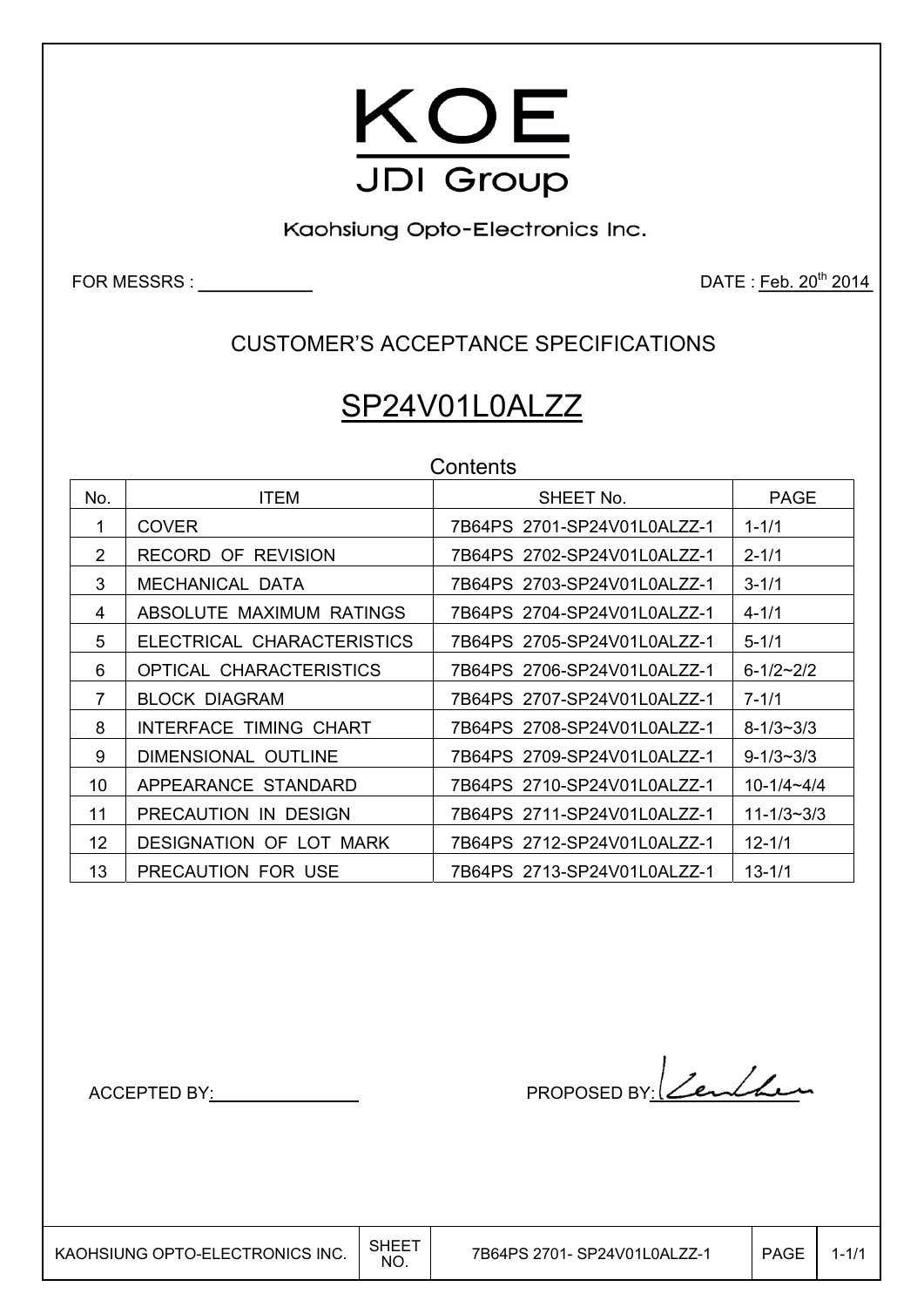# KOE

## JDI Group

Kaohsiung Opto-Electronics Inc.

FOR MESSRS : ____________ DATE : Feb. 20th 2014

## CUSTOMER'S ACCEPTANCE SPECIFICATIONS

# SP24V01L0ALZZ

Contents

| No. | ITEM | SHEET No. | PAGE |
|---|---|---|---|
| 1 | COVER | 7B64PS 2701-SP24V01L0ALZZ-1 | 1-1/1 |
| 2 | RECORD OF REVISION | 7B64PS 2702-SP24V01L0ALZZ-1 | 2-1/1 |
| 3 | MECHANICAL DATA | 7B64PS 2703-SP24V01L0ALZZ-1 | 3-1/1 |
| 4 | ABSOLUTE MAXIMUM RATINGS | 7B64PS 2704-SP24V01L0ALZZ-1 | 4-1/1 |
| 5 | ELECTRICAL CHARACTERISTICS | 7B64PS 2705-SP24V01L0ALZZ-1 | 5-1/1 |
| 6 | OPTICAL CHARACTERISTICS | 7B64PS 2706-SP24V01L0ALZZ-1 | 6-1/2~2/2 |
| 7 | BLOCK DIAGRAM | 7B64PS 2707-SP24V01L0ALZZ-1 | 7-1/1 |
| 8 | INTERFACE TIMING CHART | 7B64PS 2708-SP24V01L0ALZZ-1 | 8-1/3~3/3 |
| 9 | DIMENSIONAL OUTLINE | 7B64PS 2709-SP24V01L0ALZZ-1 | 9-1/3~3/3 |
| 10 | APPEARANCE STANDARD | 7B64PS 2710-SP24V01L0ALZZ-1 | 10-1/4~4/4 |
| 11 | PRECAUTION IN DESIGN | 7B64PS 2711-SP24V01L0ALZZ-1 | 11-1/3~3/3 |
| 12 | DESIGNATION OF LOT MARK | 7B64PS 2712-SP24V01L0ALZZ-1 | 12-1/1 |
| 13 | PRECAUTION FOR USE | 7B64PS 2713-SP24V01L0ALZZ-1 | 13-1/1 |

ACCEPTED BY: ______________ PROPOSED BY: ______________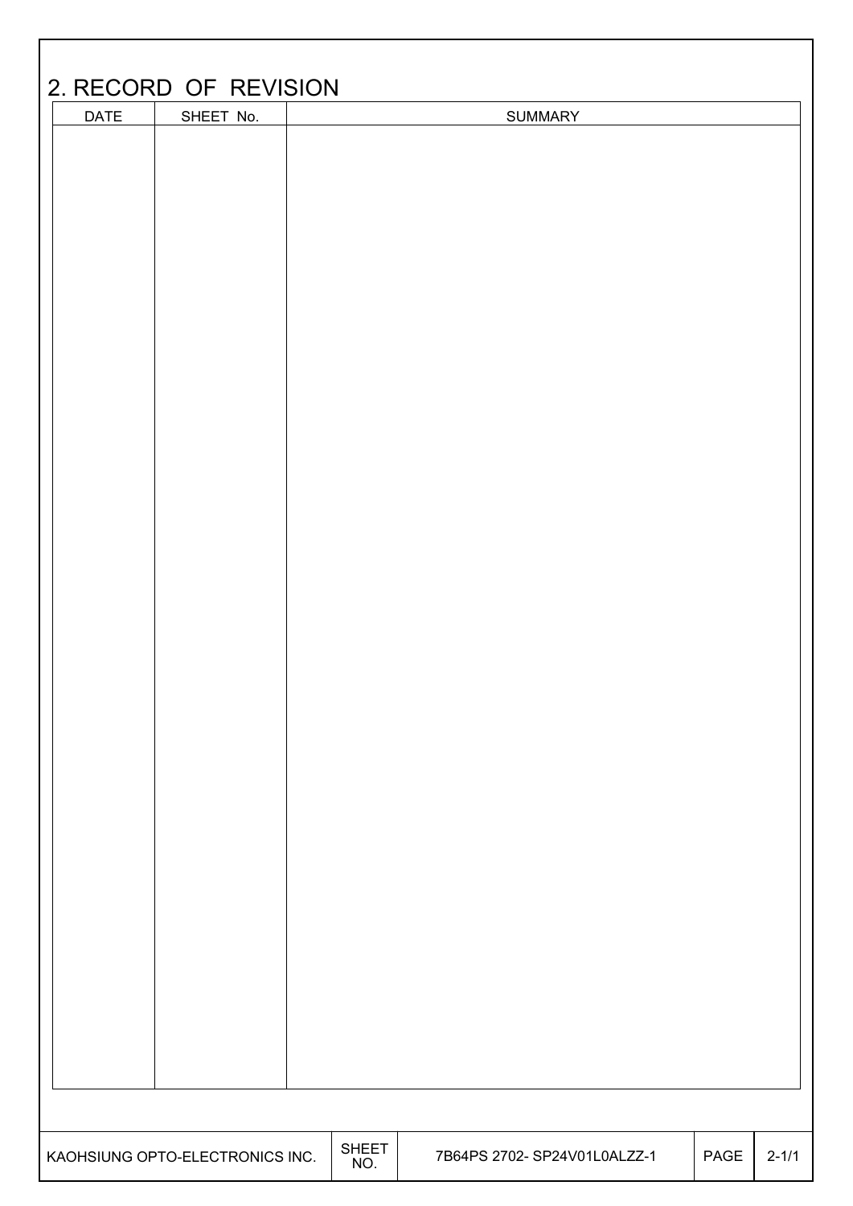## 2. RECORD OF REVISION

| DATE | SHEET No. | SUMMARY |
|---|---|---|
| | | |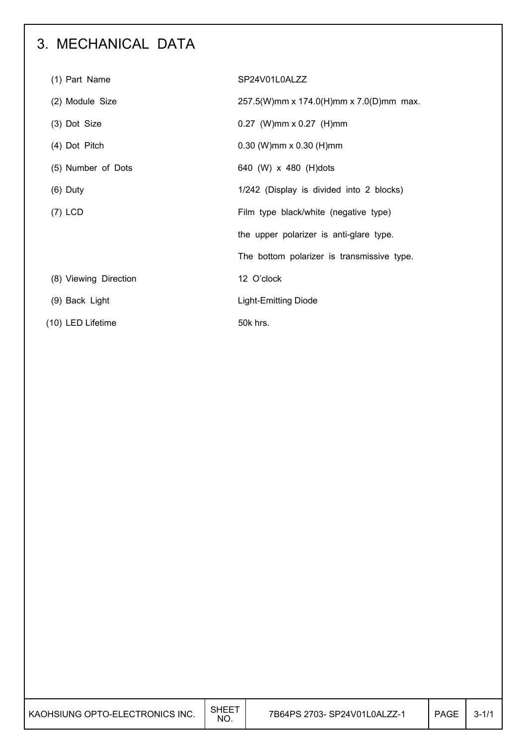# 3. MECHANICAL DATA

| | |
|---|---|
| (1) Part Name | SP24V01L0ALZZ |
| (2) Module Size | 257.5(W)mm x 174.0(H)mm x 7.0(D)mm max. |
| (3) Dot Size | 0.27 (W)mm x 0.27 (H)mm |
| (4) Dot Pitch | 0.30 (W)mm x 0.30 (H)mm |
| (5) Number of Dots | 640 (W) x 480 (H)dots |
| (6) Duty | 1/242 (Display is divided into 2 blocks) |
| (7) LCD | Film type black/white (negative type) |
| | the upper polarizer is anti-glare type. |
| | The bottom polarizer is transmissive type. |
| (8) Viewing Direction | 12 O'clock |
| (9) Back Light | Light-Emitting Diode |
| (10) LED Lifetime | 50k hrs. |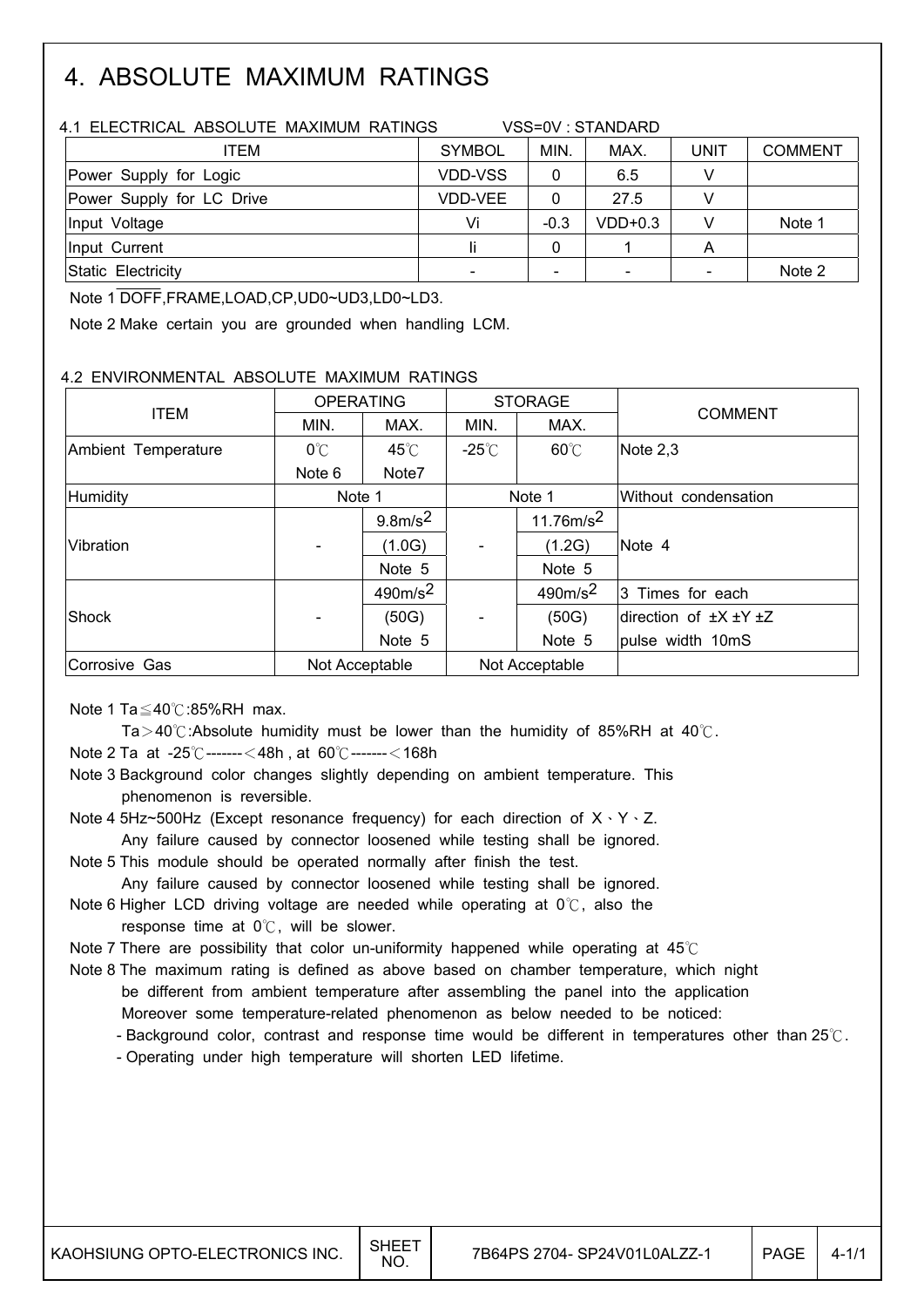# 4. ABSOLUTE MAXIMUM RATINGS

### 4.1 ELECTRICAL ABSOLUTE MAXIMUM RATINGS　　VSS=0V : STANDARD

| ITEM | SYMBOL | MIN. | MAX. | UNIT | COMMENT |
|---|---|---|---|---|---|
| Power Supply for Logic | VDD-VSS | 0 | 6.5 | V | |
| Power Supply for LC Drive | VDD-VEE | 0 | 27.5 | V | |
| Input Voltage | Vi | -0.3 | VDD+0.3 | V | Note 1 |
| Input Current | Ii | 0 | 1 | A | |
| Static Electricity | - | - | - | - | Note 2 |

Note 1 $\overline{\text{DOFF}}$,FRAME,LOAD,CP,UD0~UD3,LD0~LD3.

Note 2 Make certain you are grounded when handling LCM.

### 4.2 ENVIRONMENTAL ABSOLUTE MAXIMUM RATINGS

| ITEM | OPERATING | | STORAGE | | COMMENT |
|---|---|---|---|---|---|
| | MIN. | MAX. | MIN. | MAX. | |
| Ambient Temperature | 0℃ Note 6 | 45℃ Note7 | -25℃ | 60℃ | Note 2,3 |
| Humidity | Note 1 | | Note 1 | | Without condensation |
| Vibration | - | 9.8m/s$^2$ (1.0G) Note 5 | - | 11.76m/s$^2$ (1.2G) Note 5 | Note 4 |
| Shock | - | 490m/s$^2$ (50G) Note 5 | - | 490m/s$^2$ (50G) Note 5 | 3 Times for each direction of ±X ±Y ±Z pulse width 10mS |
| Corrosive Gas | Not Acceptable | | Not Acceptable | | |

Note 1 Ta≦40℃:85%RH max.
　Ta＞40℃:Absolute humidity must be lower than the humidity of 85%RH at 40℃.

Note 2 Ta at -25℃-------＜48h , at 60℃-------＜168h

Note 3 Background color changes slightly depending on ambient temperature. This phenomenon is reversible.

Note 4 5Hz~500Hz (Except resonance frequency) for each direction of X、Y、Z.
　Any failure caused by connector loosened while testing shall be ignored.

Note 5 This module should be operated normally after finish the test.
　Any failure caused by connector loosened while testing shall be ignored.

Note 6 Higher LCD driving voltage are needed while operating at 0℃, also the response time at 0℃, will be slower.

Note 7 There are possibility that color un-uniformity happened while operating at 45℃

Note 8 The maximum rating is defined as above based on chamber temperature, which night be different from ambient temperature after assembling the panel into the application Moreover some temperature-related phenomenon as below needed to be noticed:

- Background color, contrast and response time would be different in temperatures other than 25℃.
- Operating under high temperature will shorten LED lifetime.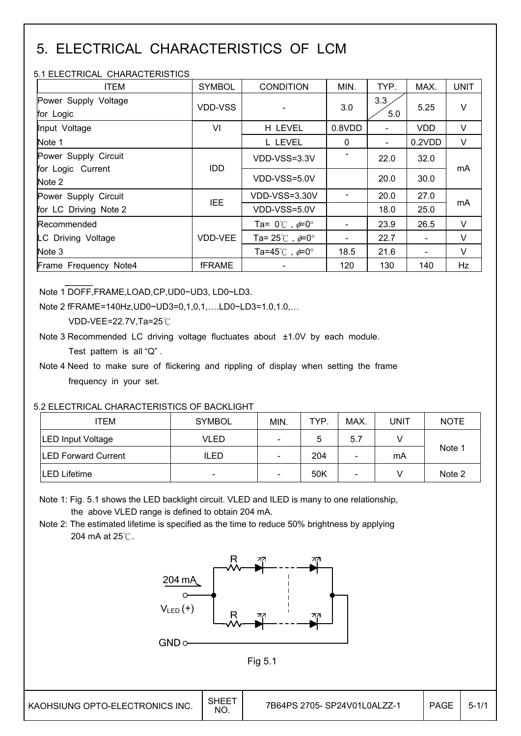# 5. ELECTRICAL CHARACTERISTICS OF LCM

## 5.1 ELECTRICAL CHARACTERISTICS

| ITEM | SYMBOL | CONDITION | MIN. | TYP. | MAX. | UNIT |
|---|---|---|---|---|---|---|
| Power Supply Voltage for Logic | VDD-VSS | - | 3.0 | 3.3 / 5.0 | 5.25 | V |
| Input Voltage Note 1 | VI | H LEVEL | 0.8VDD | - | VDD | V |
| | | L LEVEL | 0 | - | 0.2VDD | V |
| Power Supply Circuit for Logic Current Note 2 | IDD | VDD-VSS=3.3V | - | 22.0 | 32.0 | mA |
| | | VDD-VSS=5.0V | | 20.0 | 30.0 | |
| Power Supply Circuit for LC Driving Note 2 | IEE | VDD-VSS=3.30V | - | 20.0 | 27.0 | mA |
| | | VDD-VSS=5.0V | | 18.0 | 25.0 | |
| Recommended LC Driving Voltage Note 3 | VDD-VEE | Ta= 0℃ , $\phi$=0° | - | 23.9 | 26.5 | V |
| | | Ta= 25℃ , $\phi$=0° | - | 22.7 | - | V |
| | | Ta=45℃ , $\phi$=0° | 18.5 | 21.6 | - | V |
| Frame Frequency Note4 | fFRAME | - | 120 | 130 | 140 | Hz |

Note 1 $\overline{\text{DOFF}}$,FRAME,LOAD,CP,UD0~UD3, LD0~LD3.

Note 2 fFRAME=140Hz,UD0~UD3=0,1,0,1,….LD0~LD3=1.0,1.0,…

VDD-VEE=22.7V,Ta=25℃

Note 3 Recommended LC driving voltage fluctuates about ±1.0V by each module.

Test pattern is all "Q" .

Note 4 Need to make sure of flickering and rippling of display when setting the frame frequency in your set.

## 5.2 ELECTRICAL CHARACTERISTICS OF BACKLIGHT

| ITEM | SYMBOL | MIN. | TYP. | MAX. | UNIT | NOTE |
|---|---|---|---|---|---|---|
| LED Input Voltage | VLED | - | 5 | 5.7 | V | Note 1 |
| LED Forward Current | ILED | - | 204 | - | mA | |
| LED Lifetime | - | - | 50K | - | V | Note 2 |

Note 1: Fig. 5.1 shows the LED backlight circuit. VLED and ILED is many to one relationship, the above VLED range is defined to obtain 204 mA.

Note 2: The estimated lifetime is specified as the time to reduce 50% brightness by applying 204 mA at 25℃.

204 mA

$V_{LED}$ (+)

R

R

GND

Fig 5.1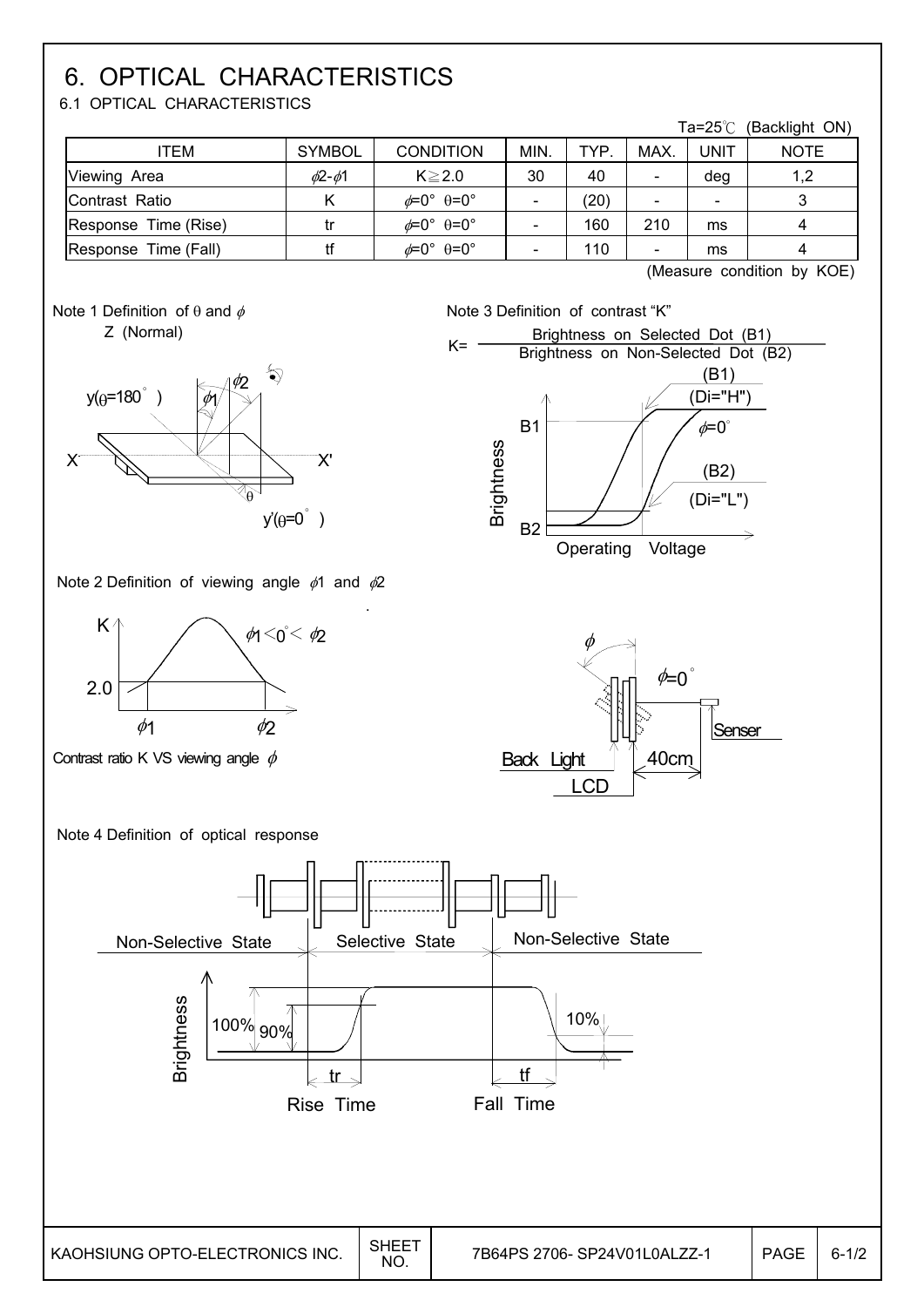# 6. OPTICAL CHARACTERISTICS

## 6.1 OPTICAL CHARACTERISTICS

Ta=25℃ (Backlight ON)

| ITEM | SYMBOL | CONDITION | MIN. | TYP. | MAX. | UNIT | NOTE |
|---|---|---|---|---|---|---|---|
| Viewing Area | $\phi2$-$\phi1$ | K≧2.0 | 30 | 40 | - | deg | 1,2 |
| Contrast Ratio | K | $\phi$=0° $\theta$=0° | - | (20) | - | - | 3 |
| Response Time (Rise) | tr | $\phi$=0° $\theta$=0° | - | 160 | 210 | ms | 4 |
| Response Time (Fall) | tf | $\phi$=0° $\theta$=0° | - | 110 | - | ms | 4 |

(Measure condition by KOE)

Note 1 Definition of $\theta$ and $\phi$

Z (Normal)

y($\theta$=180°) $\phi1$ $\phi2$ X X' $\theta$ y'($\theta$=0°)

Note 2 Definition of viewing angle $\phi1$ and $\phi2$

K 2.0 $\phi1$ $\phi2$ $\phi1 < 0° < \phi2$

Contrast ratio K VS viewing angle $\phi$

Note 3 Definition of contrast "K"

$$K = \frac{\text{Brightness on Selected Dot (B1)}}{\text{Brightness on Non-Selected Dot (B2)}}$$

Brightness B1 B2 (B1) (Di="H") $\phi$=0° (B2) (Di="L") Operating Voltage

$\phi$ $\phi$=0° Senser Back Light LCD 40cm

Note 4 Definition of optical response

Non-Selective State Selective State Non-Selective State

Brightness 100% 90% 10% tr tf

Rise Time Fall Time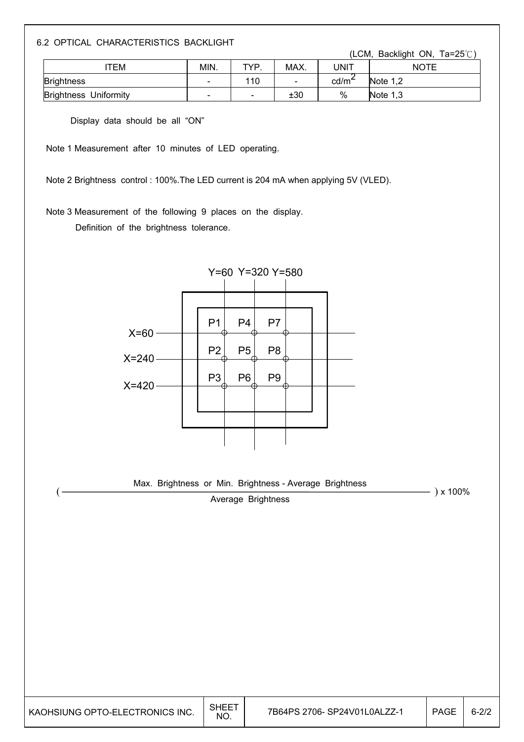## 6.2 OPTICAL CHARACTERISTICS BACKLIGHT

(LCM, Backlight ON, Ta=25℃)

| ITEM | MIN. | TYP. | MAX. | UNIT | NOTE |
|---|---|---|---|---|---|
| Brightness | - | 110 | - | $cd/m^2$ | Note 1,2 |
| Brightness Uniformity | - | - | ±30 | % | Note 1,3 |

Display data should be all "ON"

Note 1 Measurement after 10 minutes of LED operating.

Note 2 Brightness control : 100%.The LED current is 204 mA when applying 5V (VLED).

Note 3 Measurement of the following 9 places on the display.

Definition of the brightness tolerance.

Y=60 Y=320 Y=580

X=60: P1 P4 P7

X=240: P2 P5 P8

X=420: P3 P6 P9

$$\left(\frac{\text{Max. Brightness or Min. Brightness - Average Brightness}}{\text{Average Brightness}}\right) \times 100\%$$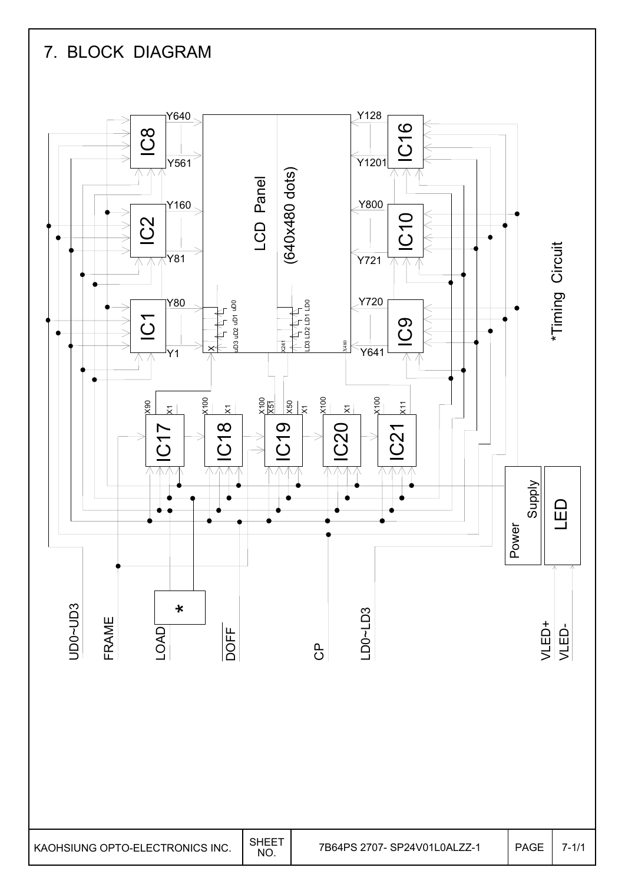# 7. BLOCK DIAGRAM

IC8 (Y640–Y561), IC2 (Y160–Y81), IC1 (Y80–Y1)

LCD Panel (640x480 dots)

IC16 (Y128–Y1201), IC10 (Y800–Y721), IC9 (Y720–Y641)

X, uD3 uD2 uD1 uD0, X241, LD3 LD2 LD1 LD0, X480

IC17 (X90, X1), IC18 (X100, X1), IC19 (X100, X51, X50, X1), IC20 (X100, X1), IC21 (X100, X11)

*Timing Circuit

Power Supply

LED

*

UD0~UD3

FRAME

LOAD

DOFF

CP

LD0~LD3

VLED+

VLED-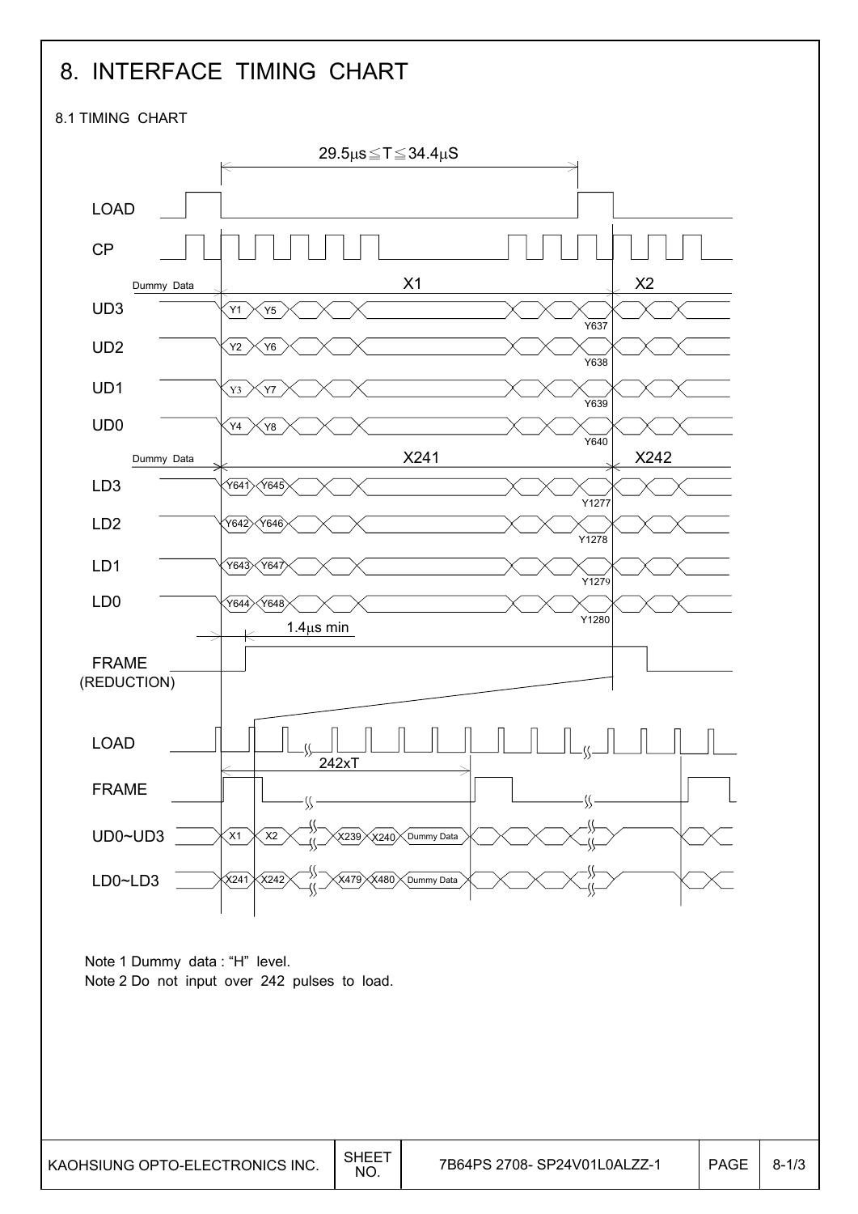# 8. INTERFACE TIMING CHART

## 8.1 TIMING CHART

Note 1 Dummy data : "H" level.

Note 2 Do not input over 242 pulses to load.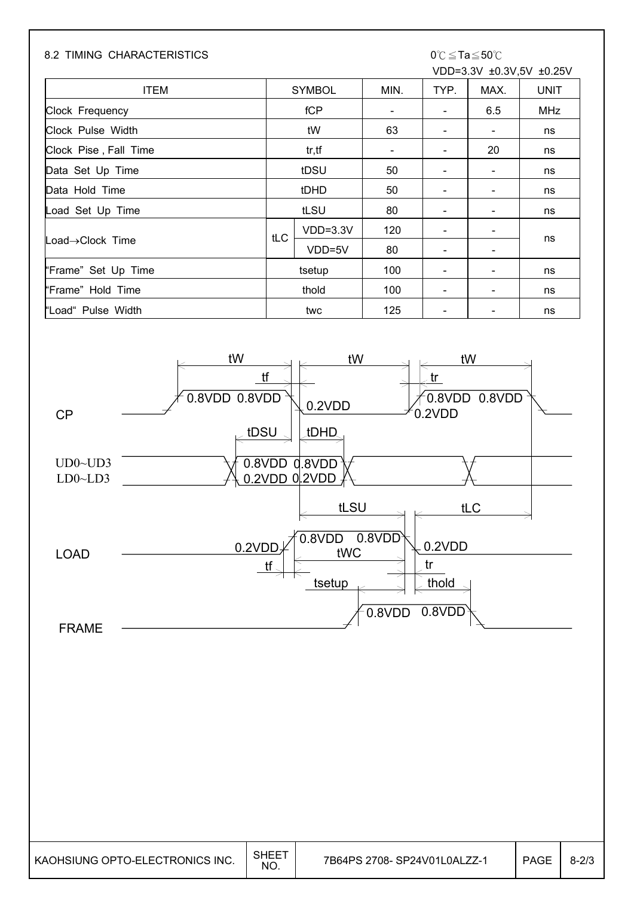8.2 TIMING CHARACTERISTICS

0℃ ≦ Ta ≦ 50℃

VDD=3.3V ±0.3V,5V ±0.25V

| ITEM | SYMBOL | | MIN. | TYP. | MAX. | UNIT |
|---|---|---|---|---|---|---|
| Clock Frequency | fCP | | - | - | 6.5 | MHz |
| Clock Pulse Width | tW | | 63 | - | - | ns |
| Clock Pise , Fall Time | tr,tf | | - | - | 20 | ns |
| Data Set Up Time | tDSU | | 50 | - | - | ns |
| Data Hold Time | tDHD | | 50 | - | - | ns |
| Load Set Up Time | tLSU | | 80 | - | - | ns |
| Load→Clock Time | tLC | VDD=3.3V | 120 | - | - | ns |
| | | VDD=5V | 80 | - | - | |
| "Frame" Set Up Time | tsetup | | 100 | - | - | ns |
| "Frame" Hold Time | thold | | 100 | - | - | ns |
| "Load" Pulse Width | twc | | 125 | - | - | ns |

CP

UD0~UD3
LD0~LD3

LOAD

FRAME

tW, tf, tr, tDSU, tDHD, tLSU, tLC, tWC, tsetup, thold, 0.8VDD, 0.2VDD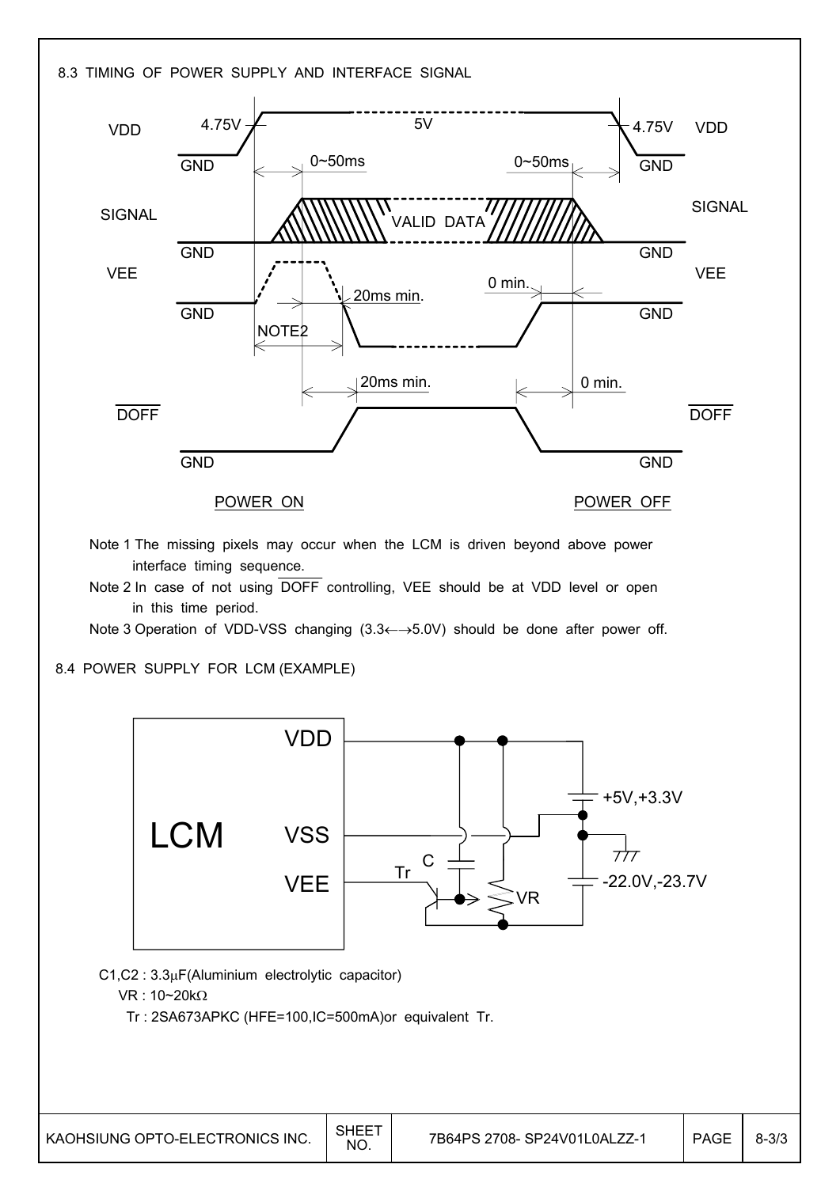## 8.3 TIMING OF POWER SUPPLY AND INTERFACE SIGNAL

VDD 4.75V 5V 4.75V VDD

GND 0~50ms 0~50ms GND

SIGNAL VALID DATA SIGNAL

GND GND

VEE 0 min. VEE

20ms min.

GND GND

NOTE2

20ms min. 0 min.

$\overline{DOFF}$ $\overline{DOFF}$

GND GND

POWER ON POWER OFF

Note 1 The missing pixels may occur when the LCM is driven beyond above power interface timing sequence.

Note 2 In case of not using $\overline{DOFF}$ controlling, VEE should be at VDD level or open in this time period.

Note 3 Operation of VDD-VSS changing (3.3←→5.0V) should be done after power off.

## 8.4 POWER SUPPLY FOR LCM (EXAMPLE)

LCM VDD VSS VEE Tr C VR +5V,+3.3V -22.0V,-23.7V

C1,C2 : 3.3μF(Aluminium electrolytic capacitor)

VR : 10~20kΩ

Tr : 2SA673APKC (HFE=100,IC=500mA)or equivalent Tr.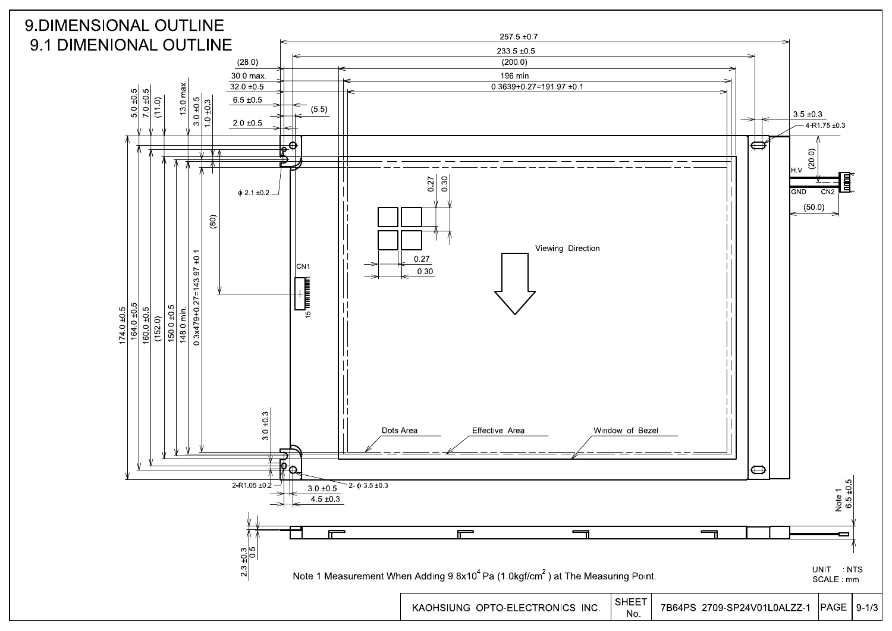# 9.DIMENSIONAL OUTLINE

## 9.1 DIMENIONAL OUTLINE

257.5 ±0.7

233.5 ±0.5

(28.0)

(200.0)

30.0 max.

196 min.

32.0 ±0.5

0.3639+0.27=191.97 ±0.1

6.5 ±0.5

(5.5)

2.0 ±0.5

3.5 ±0.3

4-R1.75 ±0.3

5.0 ±0.5

7.0 ±0.5

(11.0)

13.0 max.

3.0 ±0.5

1.0 ±0.3

ϕ 2.1 ±0.2

(80)

0.27

0.30

0.27

0.30

Viewing Direction

CN1

15

174.0 ±0.5

164.0 ±0.5

160.0 ±0.5

(152.0)

150.0 ±0.5

148.0 min.

0.3x479+0.27=143.97 ±0.1

(20.0)

H.V.

GND

CN2

(50.0)

3.0 ±0.3

Dots Area

Effective Area

Window of Bezel

2-R1.05 ±0.2

2- ϕ 3.5 ±0.3

3.0 ±0.5

4.5 ±0.3

Note 1 6.5 ±0.5

2.3 ±0.3

0.5

Note 1 Measurement When Adding $9.8\times10^4$ Pa ($1.0kgf/cm^2$) at The Measuring Point.

UNIT : NTS

SCALE : mm

| KAOHSIUNG OPTO-ELECTRONICS INC. | SHEET No. | 7B64PS 2709-SP24V01L0ALZZ-1 | PAGE | 9-1/3 |
|---|---|---|---|---|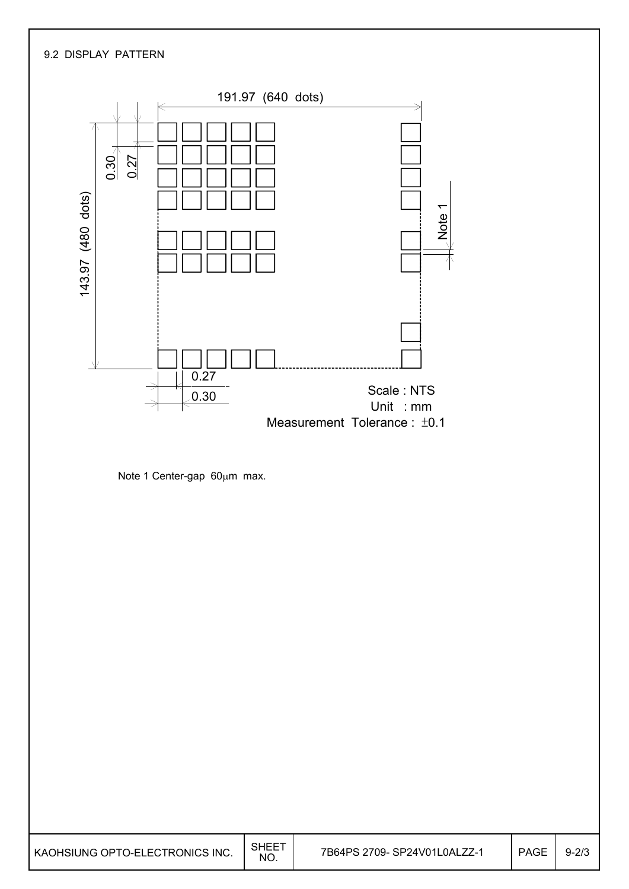9.2 DISPLAY PATTERN

191.97 (640 dots)

143.97 (480 dots)

0.30

0.27

Note 1

0.27

0.30

Scale : NTS

Unit : mm

Measurement Tolerance : ±0.1

Note 1 Center-gap 60μm max.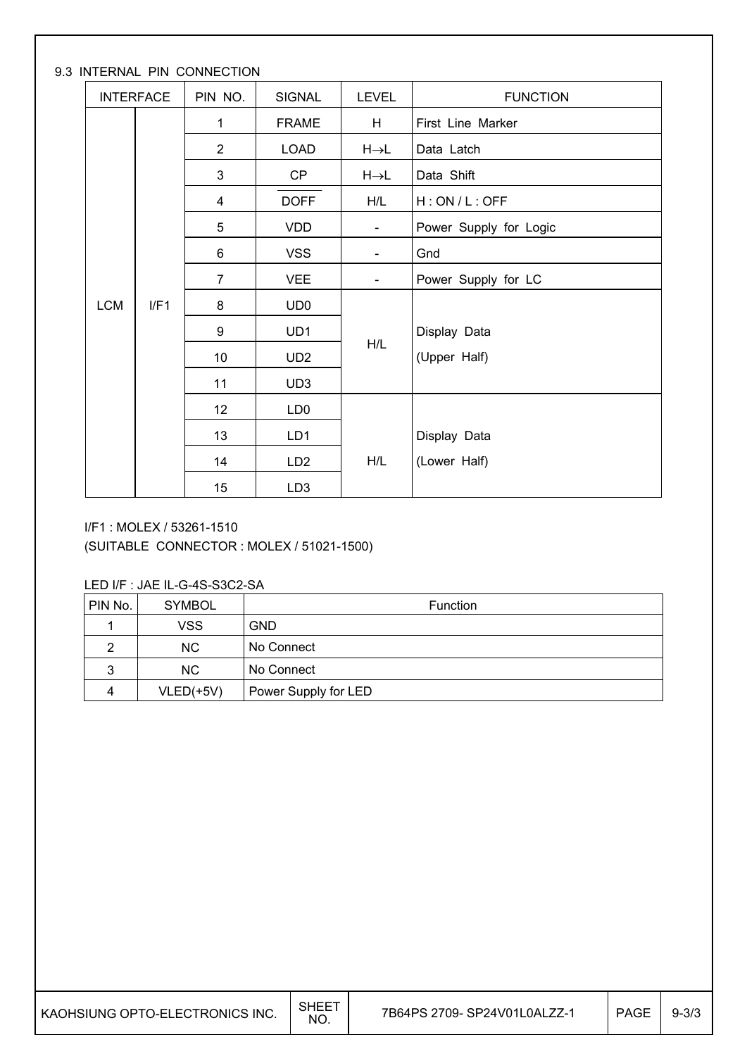### 9.3 INTERNAL PIN CONNECTION

| INTERFACE | | PIN NO. | SIGNAL | LEVEL | FUNCTION |
|---|---|---|---|---|---|
| LCM | I/F1 | 1 | FRAME | H | First Line Marker |
| | | 2 | LOAD | H→L | Data Latch |
| | | 3 | CP | H→L | Data Shift |
| | | 4 | $\overline{DOFF}$ | H/L | H : ON / L : OFF |
| | | 5 | VDD | - | Power Supply for Logic |
| | | 6 | VSS | - | Gnd |
| | | 7 | VEE | - | Power Supply for LC |
| | | 8 | UD0 | H/L | Display Data (Upper Half) |
| | | 9 | UD1 | | |
| | | 10 | UD2 | | |
| | | 11 | UD3 | | |
| | | 12 | LD0 | H/L | Display Data (Lower Half) |
| | | 13 | LD1 | | |
| | | 14 | LD2 | | |
| | | 15 | LD3 | | |

I/F1 : MOLEX / 53261-1510
(SUITABLE CONNECTOR : MOLEX / 51021-1500)

LED I/F : JAE IL-G-4S-S3C2-SA

| PIN No. | SYMBOL | Function |
|---|---|---|
| 1 | VSS | GND |
| 2 | NC | No Connect |
| 3 | NC | No Connect |
| 4 | VLED(+5V) | Power Supply for LED |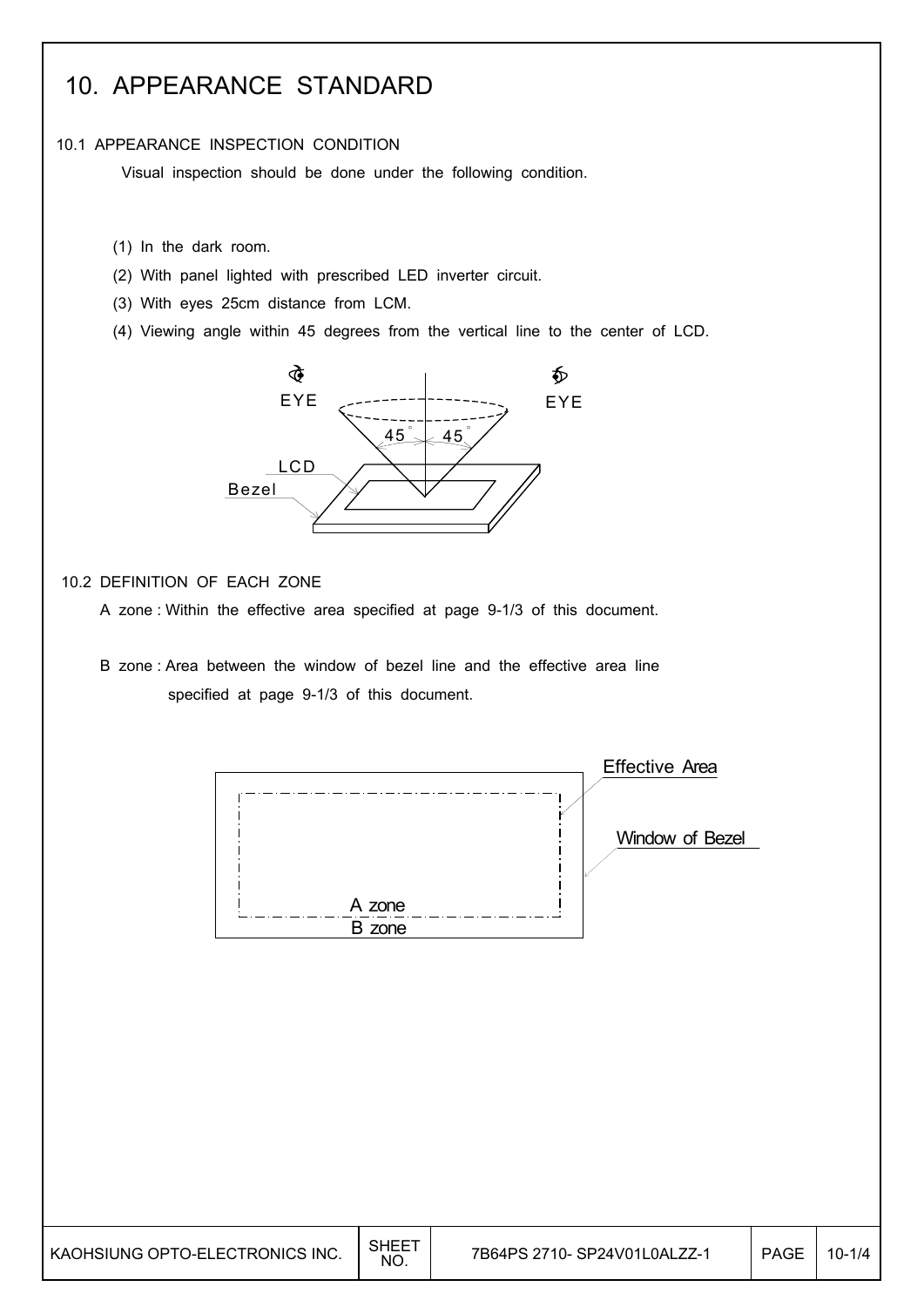# 10. APPEARANCE STANDARD

## 10.1 APPEARANCE INSPECTION CONDITION

Visual inspection should be done under the following condition.

(1) In the dark room.

(2) With panel lighted with prescribed LED inverter circuit.

(3) With eyes 25cm distance from LCM.

(4) Viewing angle within 45 degrees from the vertical line to the center of LCD.

## 10.2 DEFINITION OF EACH ZONE

A zone : Within the effective area specified at page 9-1/3 of this document.

B zone : Area between the window of bezel line and the effective area line specified at page 9-1/3 of this document.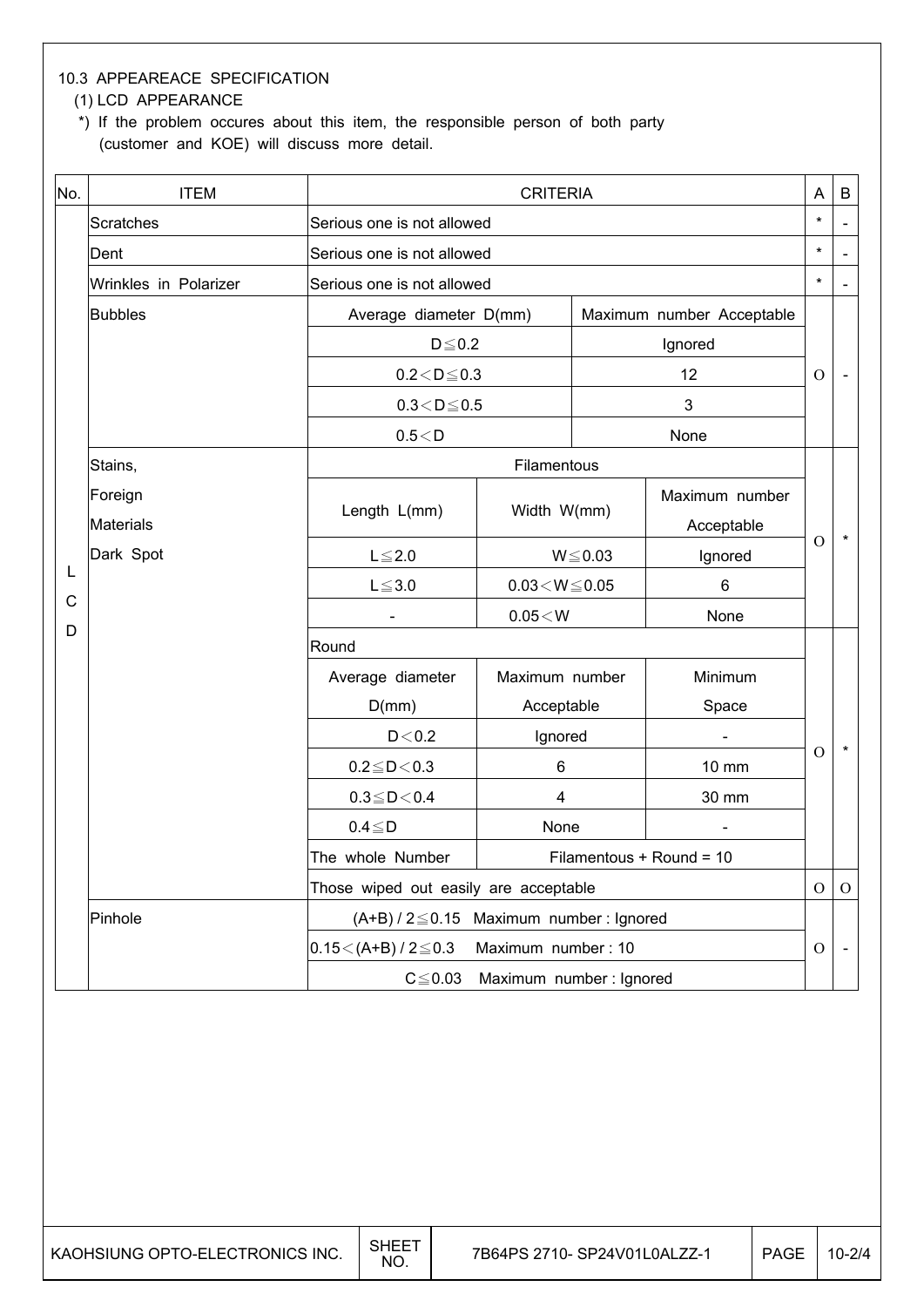10.3 APPEAREACE SPECIFICATION

(1) LCD APPEARANCE

*) If the problem occures about this item, the responsible person of both party (customer and KOE) will discuss more detail.

| No. | ITEM | CRITERIA | | | A | B |
|---|---|---|---|---|---|---|
| LCD | Scratches | Serious one is not allowed | | | * | - |
| | Dent | Serious one is not allowed | | | * | - |
| | Wrinkles in Polarizer | Serious one is not allowed | | | * | - |
| | Bubbles | Average diameter D(mm) | | Maximum number Acceptable | O | - |
| | | D≦0.2 | | Ignored | | |
| | | 0.2＜D≦0.3 | | 12 | | |
| | | 0.3＜D≦0.5 | | 3 | | |
| | | 0.5＜D | | None | | |
| | Stains, Foreign Materials Dark Spot | Filamentous | | | O | * |
| | | Length L(mm) | Width W(mm) | Maximum number Acceptable | | |
| | | L≦2.0 | W≦0.03 | Ignored | | |
| | | L≦3.0 | 0.03＜W≦0.05 | 6 | | |
| | | - | 0.05＜W | None | | |
| | | Round | | | O | * |
| | | Average diameter D(mm) | Maximum number Acceptable | Minimum Space | | |
| | | D＜0.2 | Ignored | - | | |
| | | 0.2≦D＜0.3 | 6 | 10 mm | | |
| | | 0.3≦D＜0.4 | 4 | 30 mm | | |
| | | 0.4≦D | None | - | | |
| | | The whole Number | Filamentous + Round = 10 | | | |
| | | Those wiped out easily are acceptable | | | O | O |
| | Pinhole | (A+B) / 2≦0.15 Maximum number : Ignored | | | O | - |
| | | 0.15＜(A+B) / 2≦0.3 Maximum number : 10 | | | | |
| | | C≦0.03 Maximum number : Ignored | | | | |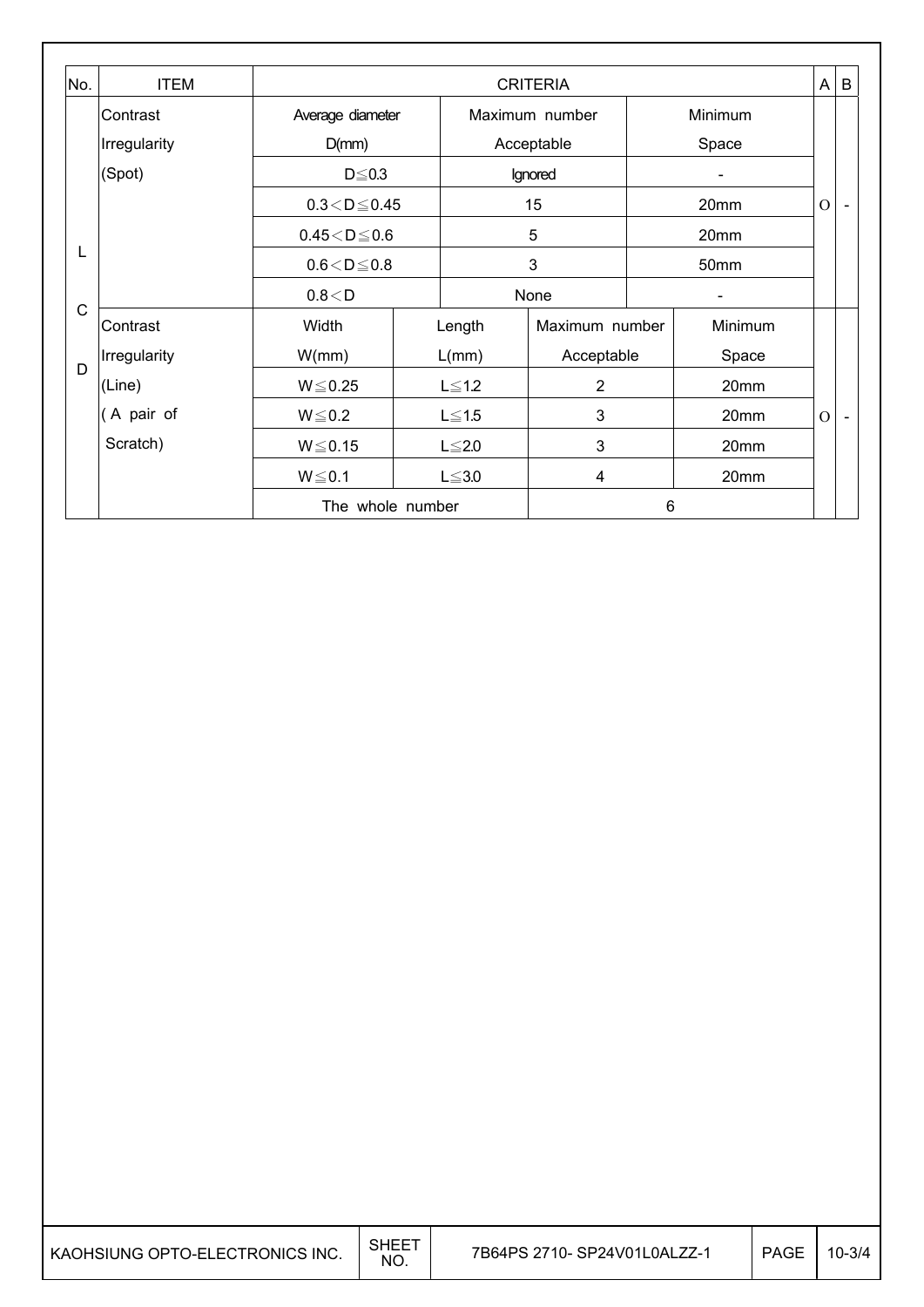| No. | ITEM | CRITERIA | | | | A | B |
|---|---|---|---|---|---|---|---|
| LCD | Contrast Irregularity (Spot) | Average diameter D(mm) | | Maximum number Acceptable | Minimum Space | O | - |
| | | D≦0.3 | | Ignored | - | | |
| | | 0.3＜D≦0.45 | | 15 | 20mm | | |
| | | 0.45＜D≦0.6 | | 5 | 20mm | | |
| | | 0.6＜D≦0.8 | | 3 | 50mm | | |
| | | 0.8＜D | | None | - | | |
| | Contrast Irregularity (Line) ( A pair of Scratch) | Width W(mm) | Length L(mm) | Maximum number Acceptable | Minimum Space | O | - |
| | | W≦0.25 | L≦1.2 | 2 | 20mm | | |
| | | W≦0.2 | L≦1.5 | 3 | 20mm | | |
| | | W≦0.15 | L≦2.0 | 3 | 20mm | | |
| | | W≦0.1 | L≦3.0 | 4 | 20mm | | |
| | | The whole number | | 6 | | | |

| KAOHSIUNG OPTO-ELECTRONICS INC. | SHEET NO. | 7B64PS 2710- SP24V01L0ALZZ-1 | PAGE | 10-3/4 |
|---|---|---|---|---|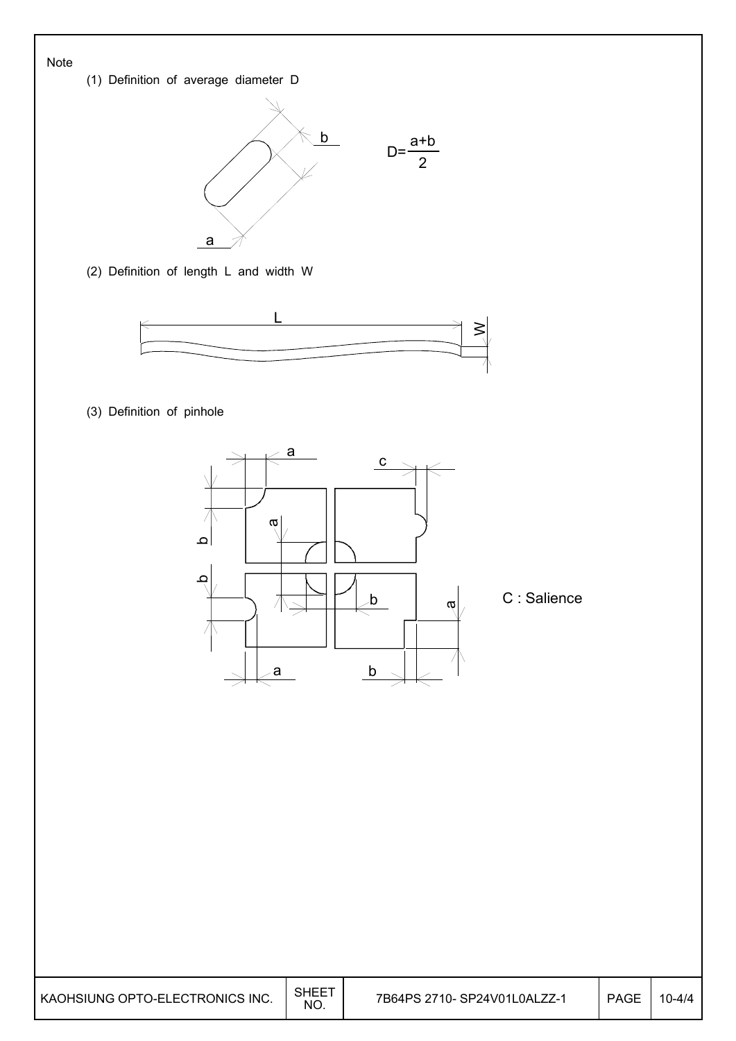Note

(1) Definition of average diameter D

$$D=\frac{a+b}{2}$$

(2) Definition of length L and width W

(3) Definition of pinhole

C : Salience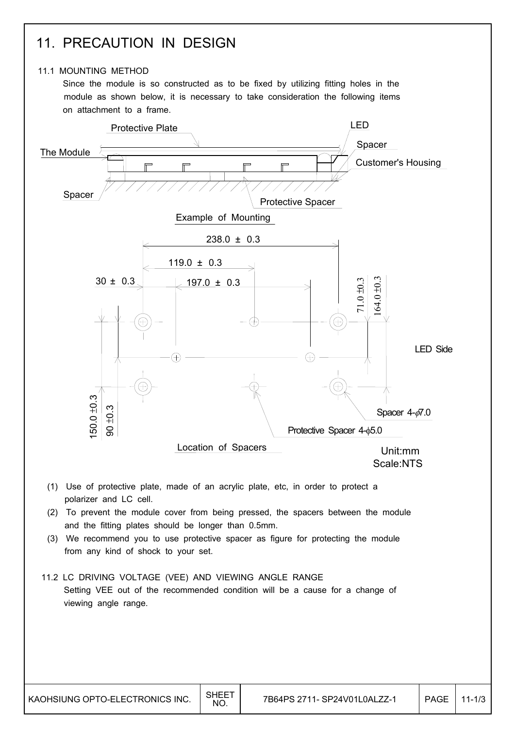# 11. PRECAUTION IN DESIGN

## 11.1 MOUNTING METHOD

Since the module is so constructed as to be fixed by utilizing fitting holes in the module as shown below, it is necessary to take consideration the following items on attachment to a frame.

Protective Plate

LED

Spacer

The Module

Customer's Housing

Spacer

Protective Spacer

Example of Mounting

238.0 ± 0.3

119.0 ± 0.3

30 ± 0.3

197.0 ± 0.3

71.0 ±0.3

164.0 ±0.3

LED Side

150.0 ±0.3

90 ±0.3

Spacer 4-ϕ7.0

Protective Spacer 4-ϕ5.0

Location of Spacers

Unit:mm
Scale:NTS

(1) Use of protective plate, made of an acrylic plate, etc, in order to protect a polarizer and LC cell.

(2) To prevent the module cover from being pressed, the spacers between the module and the fitting plates should be longer than 0.5mm.

(3) We recommend you to use protective spacer as figure for protecting the module from any kind of shock to your set.

## 11.2 LC DRIVING VOLTAGE (VEE) AND VIEWING ANGLE RANGE

Setting VEE out of the recommended condition will be a cause for a change of viewing angle range.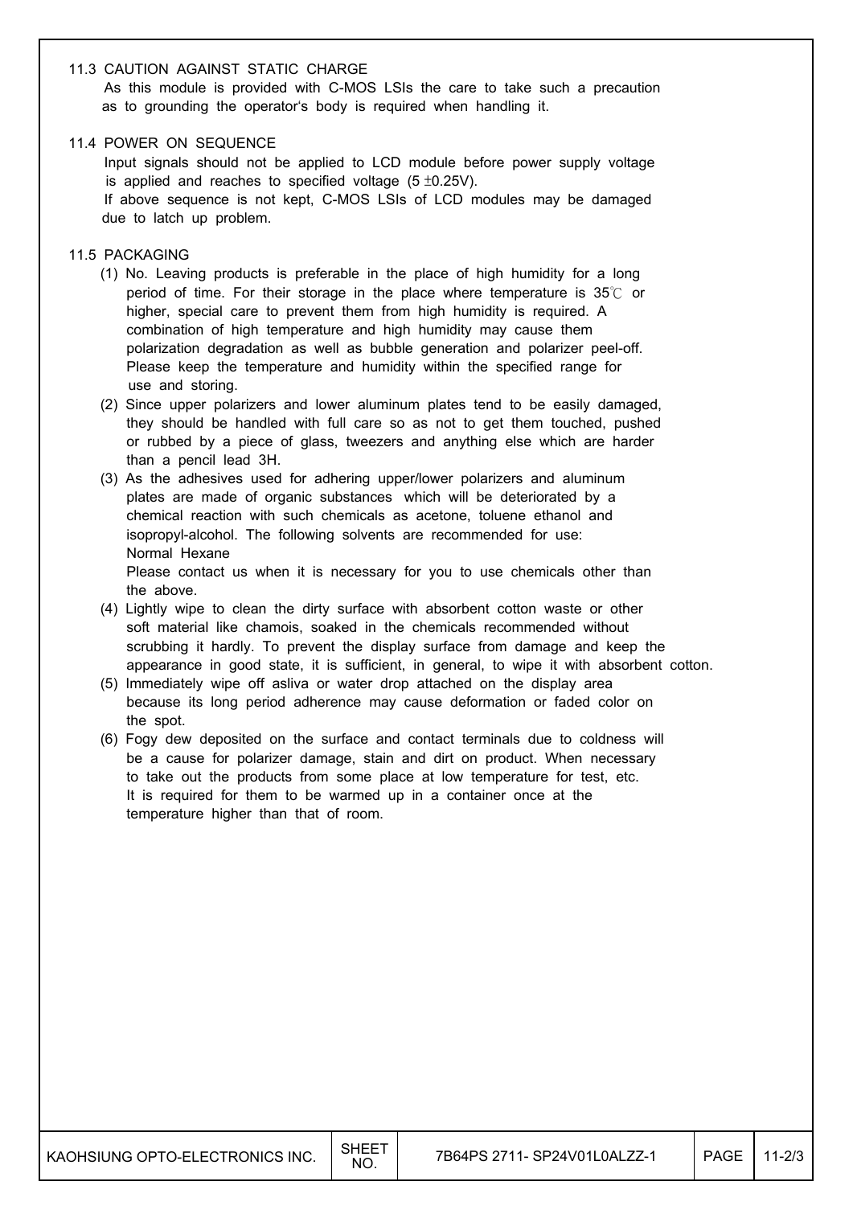### 11.3 CAUTION AGAINST STATIC CHARGE

As this module is provided with C-MOS LSIs the care to take such a precaution as to grounding the operator's body is required when handling it.

### 11.4 POWER ON SEQUENCE

Input signals should not be applied to LCD module before power supply voltage is applied and reaches to specified voltage (5 ±0.25V).
If above sequence is not kept, C-MOS LSIs of LCD modules may be damaged due to latch up problem.

### 11.5 PACKAGING

(1) No. Leaving products is preferable in the place of high humidity for a long period of time. For their storage in the place where temperature is 35℃ or higher, special care to prevent them from high humidity is required. A combination of high temperature and high humidity may cause them polarization degradation as well as bubble generation and polarizer peel-off. Please keep the temperature and humidity within the specified range for use and storing.

(2) Since upper polarizers and lower aluminum plates tend to be easily damaged, they should be handled with full care so as not to get them touched, pushed or rubbed by a piece of glass, tweezers and anything else which are harder than a pencil lead 3H.

(3) As the adhesives used for adhering upper/lower polarizers and aluminum plates are made of organic substances which will be deteriorated by a chemical reaction with such chemicals as acetone, toluene ethanol and isopropyl-alcohol. The following solvents are recommended for use:
Normal Hexane
Please contact us when it is necessary for you to use chemicals other than the above.

(4) Lightly wipe to clean the dirty surface with absorbent cotton waste or other soft material like chamois, soaked in the chemicals recommended without scrubbing it hardly. To prevent the display surface from damage and keep the appearance in good state, it is sufficient, in general, to wipe it with absorbent cotton.

(5) Immediately wipe off asliva or water drop attached on the display area because its long period adherence may cause deformation or faded color on the spot.

(6) Fogy dew deposited on the surface and contact terminals due to coldness will be a cause for polarizer damage, stain and dirt on product. When necessary to take out the products from some place at low temperature for test, etc. It is required for them to be warmed up in a container once at the temperature higher than that of room.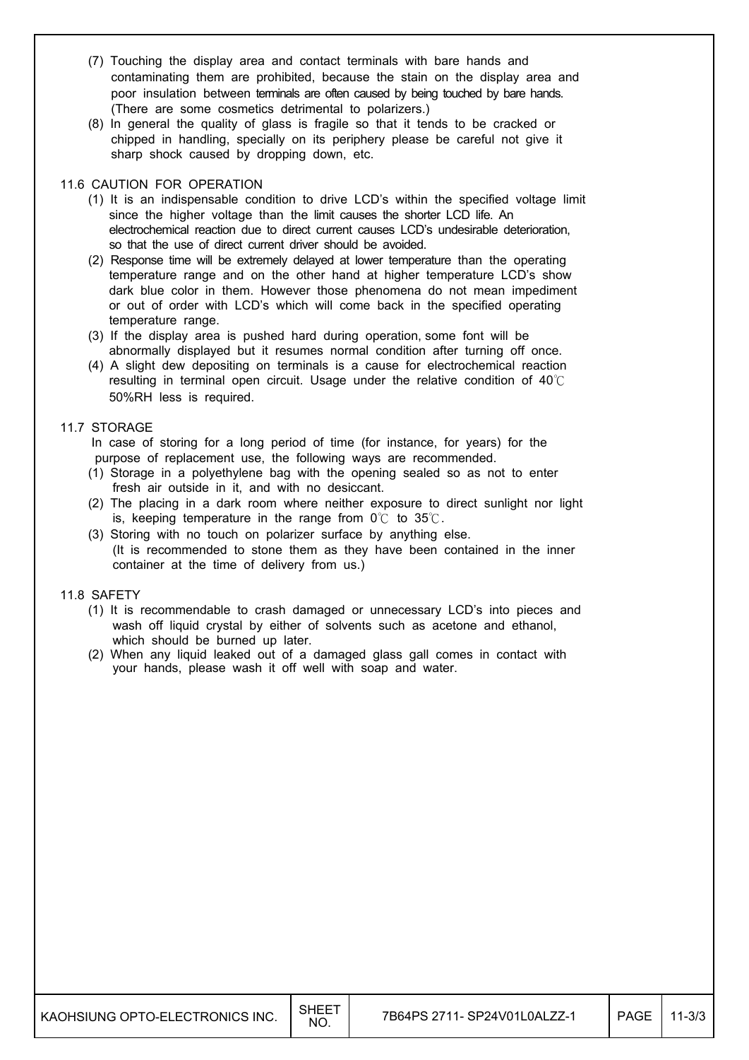(7) Touching the display area and contact terminals with bare hands and contaminating them are prohibited, because the stain on the display area and poor insulation between terminals are often caused by being touched by bare hands. (There are some cosmetics detrimental to polarizers.)

(8) In general the quality of glass is fragile so that it tends to be cracked or chipped in handling, specially on its periphery please be careful not give it sharp shock caused by dropping down, etc.

## 11.6 CAUTION FOR OPERATION

(1) It is an indispensable condition to drive LCD's within the specified voltage limit since the higher voltage than the limit causes the shorter LCD life. An electrochemical reaction due to direct current causes LCD's undesirable deterioration, so that the use of direct current driver should be avoided.

(2) Response time will be extremely delayed at lower temperature than the operating temperature range and on the other hand at higher temperature LCD's show dark blue color in them. However those phenomena do not mean impediment or out of order with LCD's which will come back in the specified operating temperature range.

(3) If the display area is pushed hard during operation, some font will be abnormally displayed but it resumes normal condition after turning off once.

(4) A slight dew depositing on terminals is a cause for electrochemical reaction resulting in terminal open circuit. Usage under the relative condition of 40℃ 50%RH less is required.

## 11.7 STORAGE

In case of storing for a long period of time (for instance, for years) for the purpose of replacement use, the following ways are recommended.

(1) Storage in a polyethylene bag with the opening sealed so as not to enter fresh air outside in it, and with no desiccant.

(2) The placing in a dark room where neither exposure to direct sunlight nor light is, keeping temperature in the range from 0℃ to 35℃.

(3) Storing with no touch on polarizer surface by anything else. (It is recommended to stone them as they have been contained in the inner container at the time of delivery from us.)

## 11.8 SAFETY

(1) It is recommendable to crash damaged or unnecessary LCD's into pieces and wash off liquid crystal by either of solvents such as acetone and ethanol, which should be burned up later.

(2) When any liquid leaked out of a damaged glass gall comes in contact with your hands, please wash it off well with soap and water.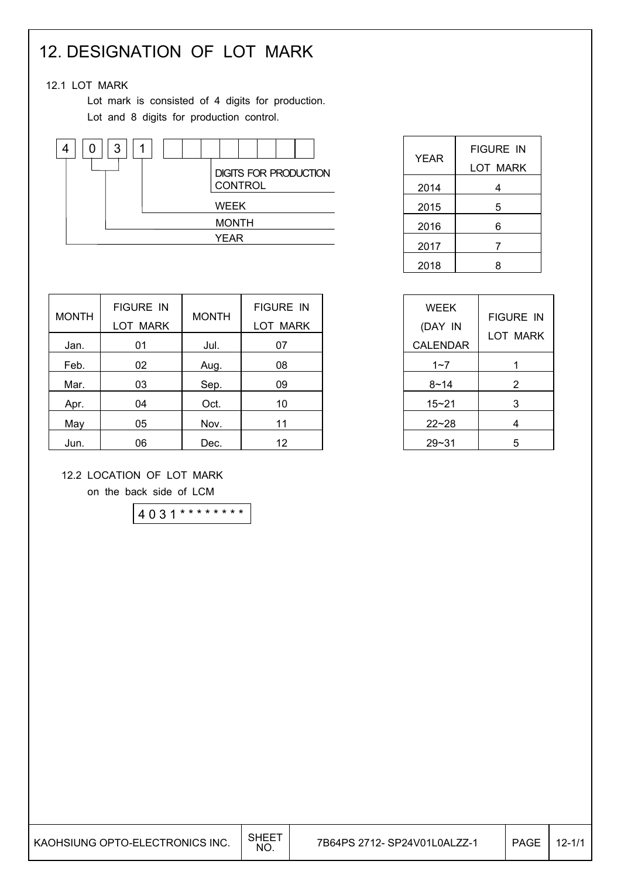# 12. DESIGNATION OF LOT MARK

## 12.1 LOT MARK

Lot mark is consisted of 4 digits for production.
Lot and 8 digits for production control.

| 4 | 0 | 3 | 1 | | | | | | | | |
|---|---|---|---|---|---|---|---|---|---|---|---|

- 4 : YEAR
- 0 3 : MONTH
- 1 : WEEK
- Remaining 8 digits : DIGITS FOR PRODUCTION CONTROL

| YEAR | FIGURE IN LOT MARK |
|---|---|
| 2014 | 4 |
| 2015 | 5 |
| 2016 | 6 |
| 2017 | 7 |
| 2018 | 8 |

| MONTH | FIGURE IN LOT MARK | MONTH | FIGURE IN LOT MARK |
|---|---|---|---|
| Jan. | 01 | Jul. | 07 |
| Feb. | 02 | Aug. | 08 |
| Mar. | 03 | Sep. | 09 |
| Apr. | 04 | Oct. | 10 |
| May | 05 | Nov. | 11 |
| Jun. | 06 | Dec. | 12 |

| WEEK (DAY IN CALENDAR | FIGURE IN LOT MARK |
|---|---|
| 1~7 | 1 |
| 8~14 | 2 |
| 15~21 | 3 |
| 22~28 | 4 |
| 29~31 | 5 |

## 12.2 LOCATION OF LOT MARK

on the back side of LCM

| 4 0 3 1 * * * * * * * * |
|---|

| KAOHSIUNG OPTO-ELECTRONICS INC. | SHEET NO. | 7B64PS 2712- SP24V01L0ALZZ-1 | PAGE | 12-1/1 |
|---|---|---|---|---|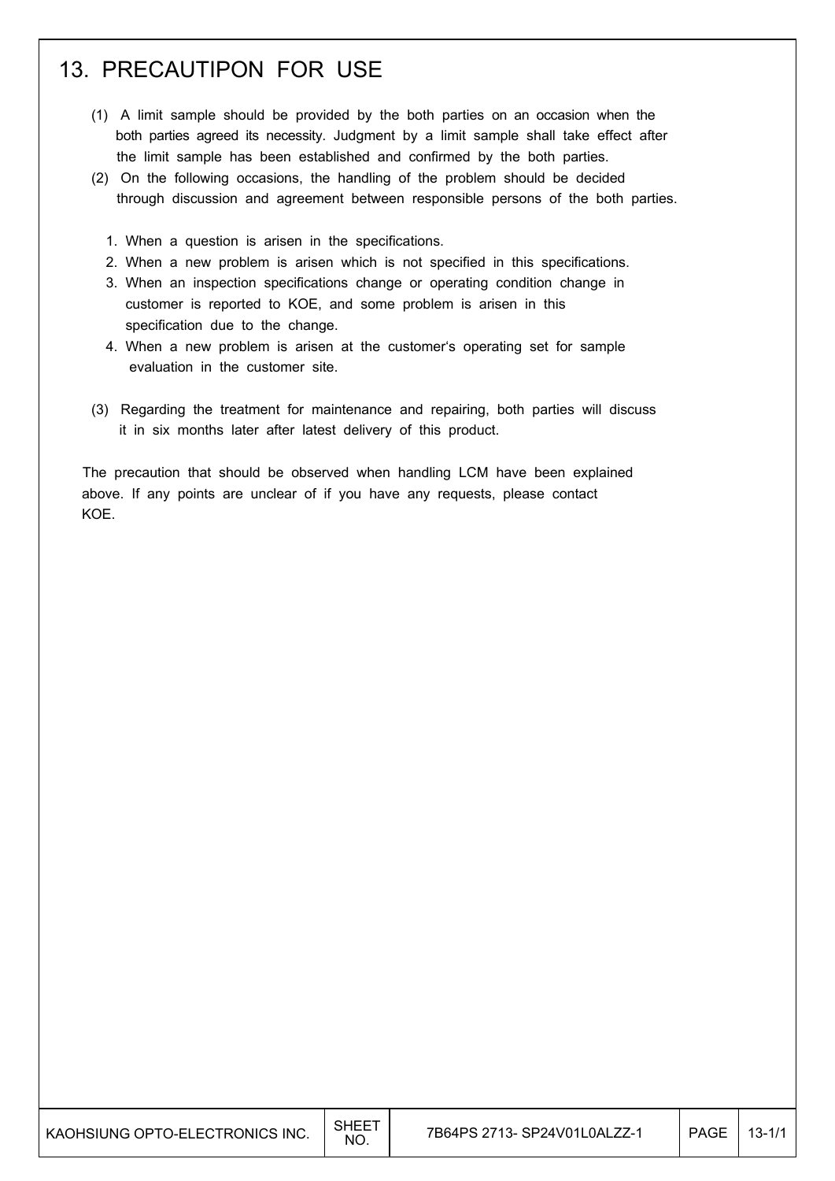## 13. PRECAUTIPON FOR USE

(1) A limit sample should be provided by the both parties on an occasion when the both parties agreed its necessity. Judgment by a limit sample shall take effect after the limit sample has been established and confirmed by the both parties.

(2) On the following occasions, the handling of the problem should be decided through discussion and agreement between responsible persons of the both parties.

1. When a question is arisen in the specifications.
2. When a new problem is arisen which is not specified in this specifications.
3. When an inspection specifications change or operating condition change in customer is reported to KOE, and some problem is arisen in this specification due to the change.
4. When a new problem is arisen at the customer's operating set for sample evaluation in the customer site.

(3) Regarding the treatment for maintenance and repairing, both parties will discuss it in six months later after latest delivery of this product.

The precaution that should be observed when handling LCM have been explained above. If any points are unclear of if you have any requests, please contact KOE.